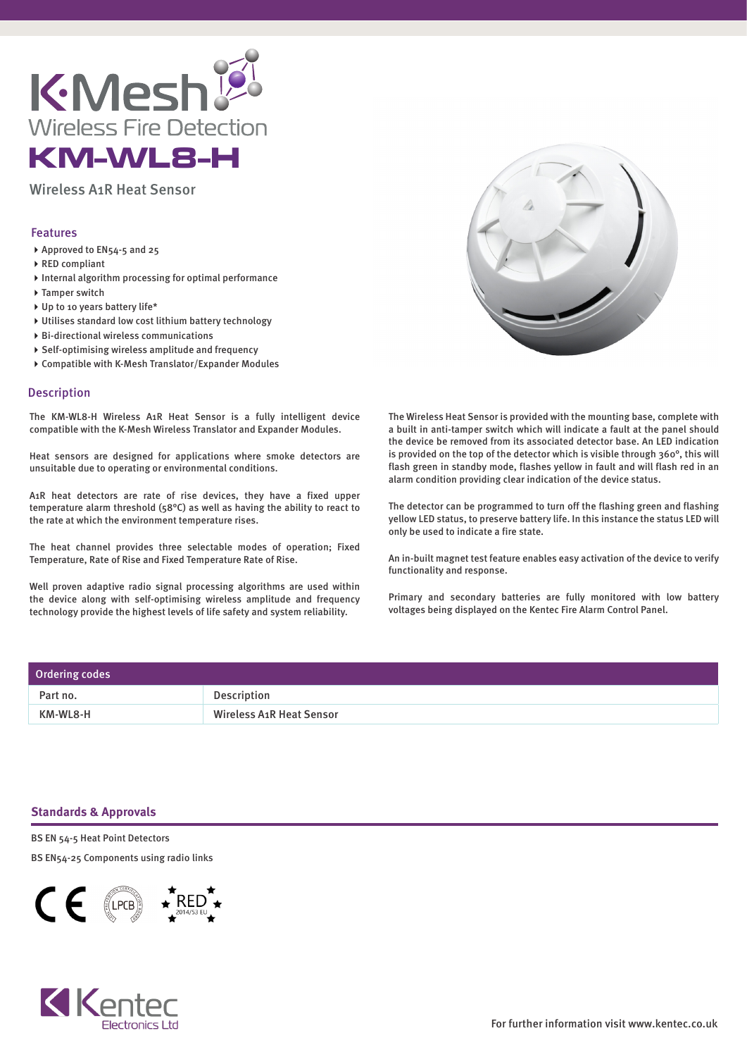# K·Mesh Wireless Fire Detection

# KM-WL8-H

Wireless A1R Heat Sensor

## Features

- Approved to EN54-5 and 25
- RED compliant
- Internal algorithm processing for optimal performance
- Tamper switch
- Up to 10 years battery life*
- Utilises standard low cost lithium battery technology
- Bi-directional wireless communications
- Self-optimising wireless amplitude and frequency
- Compatible with K-Mesh Translator/Expander Modules

## Description

The KM-WL8-H Wireless A1R Heat Sensor is a fully intelligent device compatible with the K-Mesh Wireless Translator and Expander Modules.

Heat sensors are designed for applications where smoke detectors are unsuitable due to operating or environmental conditions.

A1R heat detectors are rate of rise devices, they have a fixed upper temperature alarm threshold (58°C) as well as having the ability to react to the rate at which the environment temperature rises.

The heat channel provides three selectable modes of operation; Fixed Temperature, Rate of Rise and Fixed Temperature Rate of Rise.

Well proven adaptive radio signal processing algorithms are used within the device along with self-optimising wireless amplitude and frequency technology provide the highest levels of life safety and system reliability.

The Wireless Heat Sensor is provided with the mounting base, complete with a built in anti-tamper switch which will indicate a fault at the panel should the device be removed from its associated detector base. An LED indication is provided on the top of the detector which is visible through 360°, this will flash green in standby mode, flashes yellow in fault and will flash red in an alarm condition providing clear indication of the device status.

The detector can be programmed to turn off the flashing green and flashing yellow LED status, to preserve battery life. In this instance the status LED will only be used to indicate a fire state.

An in-built magnet test feature enables easy activation of the device to verify functionality and response.

Primary and secondary batteries are fully monitored with low battery voltages being displayed on the Kentec Fire Alarm Control Panel.

| Ordering codes | |
|---|---|
| Part no. | Description |
| KM-WL8-H | Wireless A1R Heat Sensor |

## Standards & Approvals

BS EN 54-5 Heat Point Detectors

BS EN54-25 Components using radio links

CE LPCB RED 2014/53 EU

Kentec Electronics Ltd

For further information visit www.kentec.co.uk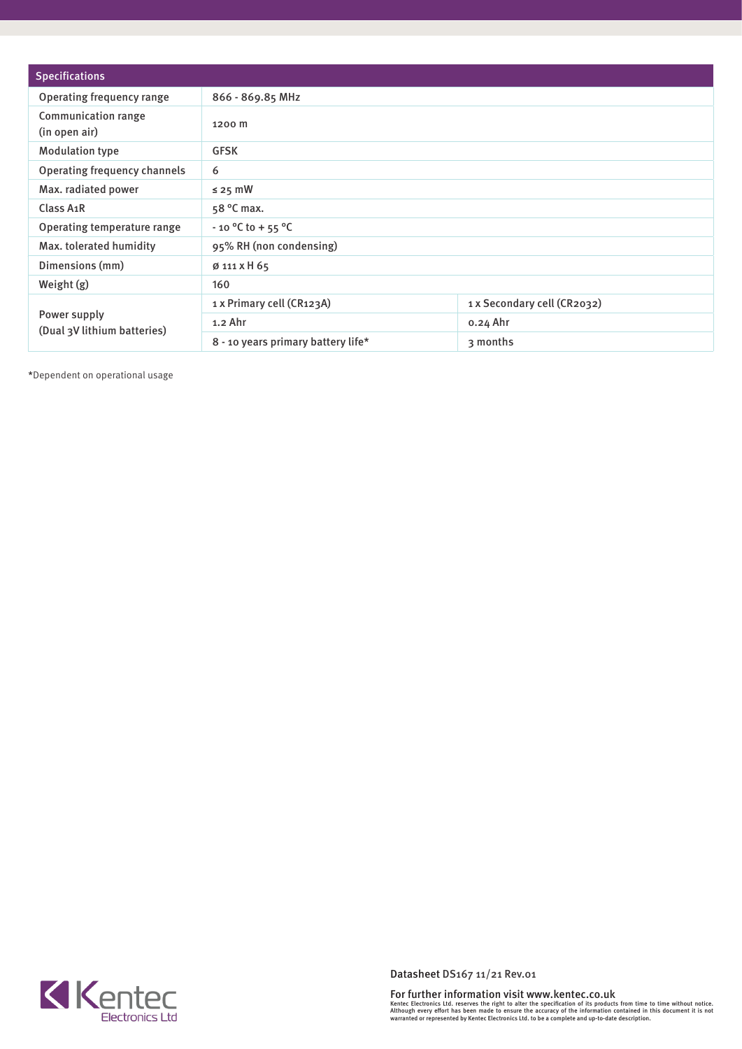## Specifications

| | | |
|---|---|---|
| Operating frequency range | 866 - 869.85 MHz | |
| Communication range (in open air) | 1200 m | |
| Modulation type | GFSK | |
| Operating frequency channels | 6 | |
| Max. radiated power | ≤ 25 mW | |
| Class A1R | 58 °C max. | |
| Operating temperature range | - 10 °C to + 55 °C | |
| Max. tolerated humidity | 95% RH (non condensing) | |
| Dimensions (mm) | ø 111 x H 65 | |
| Weight (g) | 160 | |
| Power supply (Dual 3V lithium batteries) | 1 x Primary cell (CR123A) | 1 x Secondary cell (CR2032) |
| | 1.2 Ahr | 0.24 Ahr |
| | 8 - 10 years primary battery life* | 3 months |

*Dependent on operational usage

Datasheet DS167 11/21 Rev.01

For further information visit www.kentec.co.uk

Kentec Electronics Ltd. reserves the right to alter the specification of its products from time to time without notice. Although every effort has been made to ensure the accuracy of the information contained in this document it is not warranted or represented by Kentec Electronics Ltd. to be a complete and up-to-date description.

Kentec Electronics Ltd